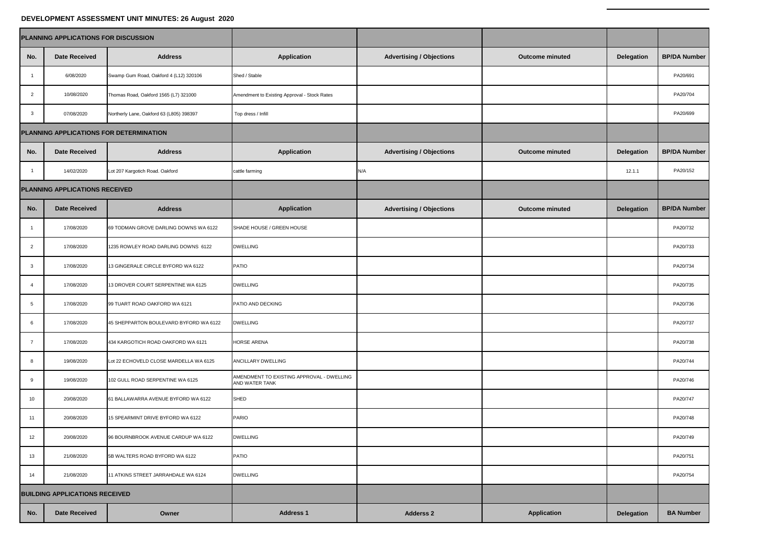# DEVELOPMENT ASSESSMENT UNIT MINUTES: 26 August 2020

| PLANNING APPLICATIONS FOR DISCUSSION | | | | | | | |
|---|---|---|---|---|---|---|---|
| **No.** | **Date Received** | **Address** | **Application** | **Advertising / Objections** | **Outcome minuted** | **Delegation** | **BP/DA Number** |
| 1 | 6/08/2020 | Swamp Gum Road, Oakford 4 (L12) 320106 | Shed / Stable | | | | PA20/691 |
| 2 | 10/08/2020 | Thomas Road, Oakford 1565 (L7) 321000 | Amendment to Existing Approval - Stock Rates | | | | PA20/704 |
| 3 | 07/08/2020 | Northerly Lane, Oakford 63 (L805) 398397 | Top dress / Infill | | | | PA20/699 |
| **PLANNING APPLICATIONS FOR DETERMINATION** | | | | | | | |
| **No.** | **Date Received** | **Address** | **Application** | **Advertising / Objections** | **Outcome minuted** | **Delegation** | **BP/DA Number** |
| 1 | 14/02/2020 | Lot 207 Kargotich Road. Oakford | cattle farming | N/A | | 12.1.1 | PA20/152 |
| **PLANNING APPLICATIONS RECEIVED** | | | | | | | |
| **No.** | **Date Received** | **Address** | **Application** | **Advertising / Objections** | **Outcome minuted** | **Delegation** | **BP/DA Number** |
| 1 | 17/08/2020 | 69 TODMAN GROVE DARLING DOWNS WA 6122 | SHADE HOUSE / GREEN HOUSE | | | | PA20/732 |
| 2 | 17/08/2020 | 1235 ROWLEY ROAD DARLING DOWNS 6122 | DWELLING | | | | PA20/733 |
| 3 | 17/08/2020 | 13 GINGERALE CIRCLE BYFORD WA 6122 | PATIO | | | | PA20/734 |
| 4 | 17/08/2020 | 13 DROVER COURT SERPENTINE WA 6125 | DWELLING | | | | PA20/735 |
| 5 | 17/08/2020 | 99 TUART ROAD OAKFORD WA 6121 | PATIO AND DECKING | | | | PA20/736 |
| 6 | 17/08/2020 | 45 SHEPPARTON BOULEVARD BYFORD WA 6122 | DWELLING | | | | PA20/737 |
| 7 | 17/08/2020 | 434 KARGOTICH ROAD OAKFORD WA 6121 | HORSE ARENA | | | | PA20/738 |
| 8 | 19/08/2020 | Lot 22 ECHOVELD CLOSE MARDELLA WA 6125 | ANCILLARY DWELLING | | | | PA20/744 |
| 9 | 19/08/2020 | 102 GULL ROAD SERPENTINE WA 6125 | AMENDMENT TO EXISTING APPROVAL - DWELLING AND WATER TANK | | | | PA20/746 |
| 10 | 20/08/2020 | 61 BALLAWARRA AVENUE BYFORD WA 6122 | SHED | | | | PA20/747 |
| 11 | 20/08/2020 | 15 SPEARMINT DRIVE BYFORD WA 6122 | PARIO | | | | PA20/748 |
| 12 | 20/08/2020 | 96 BOURNBROOK AVENUE CARDUP WA 6122 | DWELLING | | | | PA20/749 |
| 13 | 21/08/2020 | 5B WALTERS ROAD BYFORD WA 6122 | PATIO | | | | PA20/751 |
| 14 | 21/08/2020 | 11 ATKINS STREET JARRAHDALE WA 6124 | DWELLING | | | | PA20/754 |
| **BUILDING APPLICATIONS RECEIVED** | | | | | | | |
| **No.** | **Date Received** | **Owner** | **Address 1** | **Adderss 2** | **Application** | **Delegation** | **BA Number** |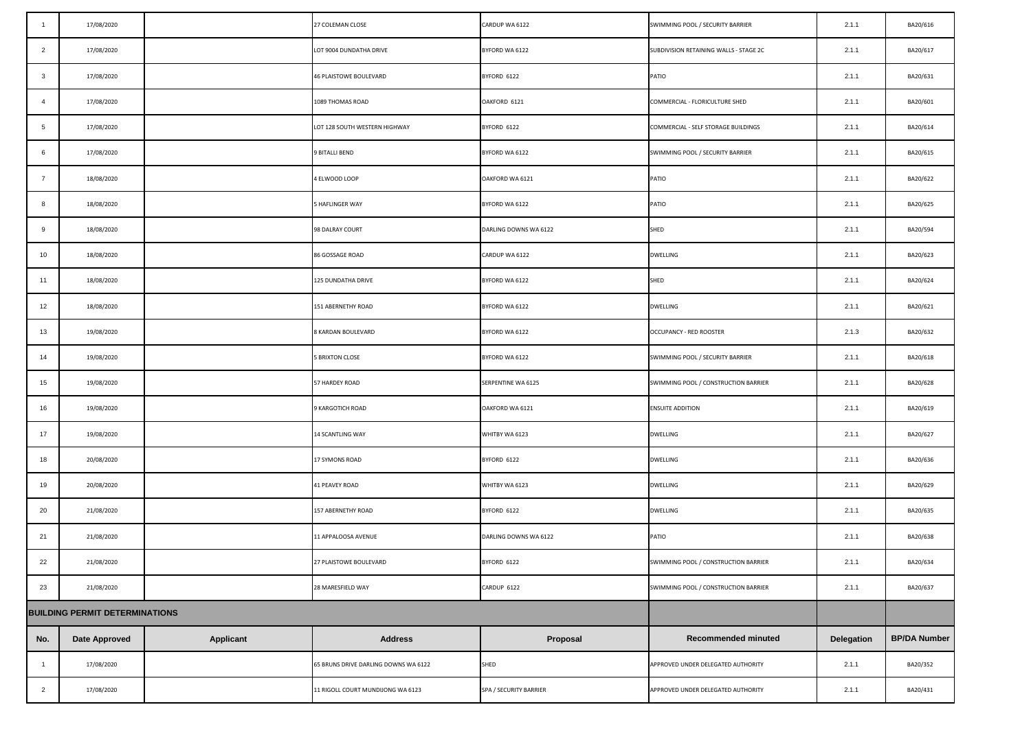| 1 | 17/08/2020 | | 27 COLEMAN CLOSE | CARDUP WA 6122 | SWIMMING POOL / SECURITY BARRIER | 2.1.1 | BA20/616 |
|---|---|---|---|---|---|---|---|
| 2 | 17/08/2020 | | LOT 9004 DUNDATHA DRIVE | BYFORD WA 6122 | SUBDIVISION RETAINING WALLS - STAGE 2C | 2.1.1 | BA20/617 |
| 3 | 17/08/2020 | | 46 PLAISTOWE BOULEVARD | BYFORD 6122 | PATIO | 2.1.1 | BA20/631 |
| 4 | 17/08/2020 | | 1089 THOMAS ROAD | OAKFORD 6121 | COMMERCIAL - FLORICULTURE SHED | 2.1.1 | BA20/601 |
| 5 | 17/08/2020 | | LOT 128 SOUTH WESTERN HIGHWAY | BYFORD 6122 | COMMERCIAL - SELF STORAGE BUILDINGS | 2.1.1 | BA20/614 |
| 6 | 17/08/2020 | | 9 BITALLI BEND | BYFORD WA 6122 | SWIMMING POOL / SECURITY BARRIER | 2.1.1 | BA20/615 |
| 7 | 18/08/2020 | | 4 ELWOOD LOOP | OAKFORD WA 6121 | PATIO | 2.1.1 | BA20/622 |
| 8 | 18/08/2020 | | 5 HAFLINGER WAY | BYFORD WA 6122 | PATIO | 2.1.1 | BA20/625 |
| 9 | 18/08/2020 | | 98 DALRAY COURT | DARLING DOWNS WA 6122 | SHED | 2.1.1 | BA20/594 |
| 10 | 18/08/2020 | | 86 GOSSAGE ROAD | CARDUP WA 6122 | DWELLING | 2.1.1 | BA20/623 |
| 11 | 18/08/2020 | | 125 DUNDATHA DRIVE | BYFORD WA 6122 | SHED | 2.1.1 | BA20/624 |
| 12 | 18/08/2020 | | 151 ABERNETHY ROAD | BYFORD WA 6122 | DWELLING | 2.1.1 | BA20/621 |
| 13 | 19/08/2020 | | 8 KARDAN BOULEVARD | BYFORD WA 6122 | OCCUPANCY - RED ROOSTER | 2.1.3 | BA20/632 |
| 14 | 19/08/2020 | | 5 BRIXTON CLOSE | BYFORD WA 6122 | SWIMMING POOL / SECURITY BARRIER | 2.1.1 | BA20/618 |
| 15 | 19/08/2020 | | 57 HARDEY ROAD | SERPENTINE WA 6125 | SWIMMING POOL / CONSTRUCTION BARRIER | 2.1.1 | BA20/628 |
| 16 | 19/08/2020 | | 9 KARGOTICH ROAD | OAKFORD WA 6121 | ENSUITE ADDITION | 2.1.1 | BA20/619 |
| 17 | 19/08/2020 | | 14 SCANTLING WAY | WHITBY WA 6123 | DWELLING | 2.1.1 | BA20/627 |
| 18 | 20/08/2020 | | 17 SYMONS ROAD | BYFORD 6122 | DWELLING | 2.1.1 | BA20/636 |
| 19 | 20/08/2020 | | 41 PEAVEY ROAD | WHITBY WA 6123 | DWELLING | 2.1.1 | BA20/629 |
| 20 | 21/08/2020 | | 157 ABERNETHY ROAD | BYFORD 6122 | DWELLING | 2.1.1 | BA20/635 |
| 21 | 21/08/2020 | | 11 APPALOOSA AVENUE | DARLING DOWNS WA 6122 | PATIO | 2.1.1 | BA20/638 |
| 22 | 21/08/2020 | | 27 PLAISTOWE BOULEVARD | BYFORD 6122 | SWIMMING POOL / CONSTRUCTION BARRIER | 2.1.1 | BA20/634 |
| 23 | 21/08/2020 | | 28 MARESFIELD WAY | CARDUP 6122 | SWIMMING POOL / CONSTRUCTION BARRIER | 2.1.1 | BA20/637 |

## BUILDING PERMIT DETERMINATIONS

| No. | Date Approved | Applicant | Address | Proposal | Recommended minuted | Delegation | BP/DA Number |
|---|---|---|---|---|---|---|---|
| 1 | 17/08/2020 | | 65 BRUNS DRIVE DARLING DOWNS WA 6122 | SHED | APPROVED UNDER DELEGATED AUTHORITY | 2.1.1 | BA20/352 |
| 2 | 17/08/2020 | | 11 RIGOLL COURT MUNDIJONG WA 6123 | SPA / SECURITY BARRIER | APPROVED UNDER DELEGATED AUTHORITY | 2.1.1 | BA20/431 |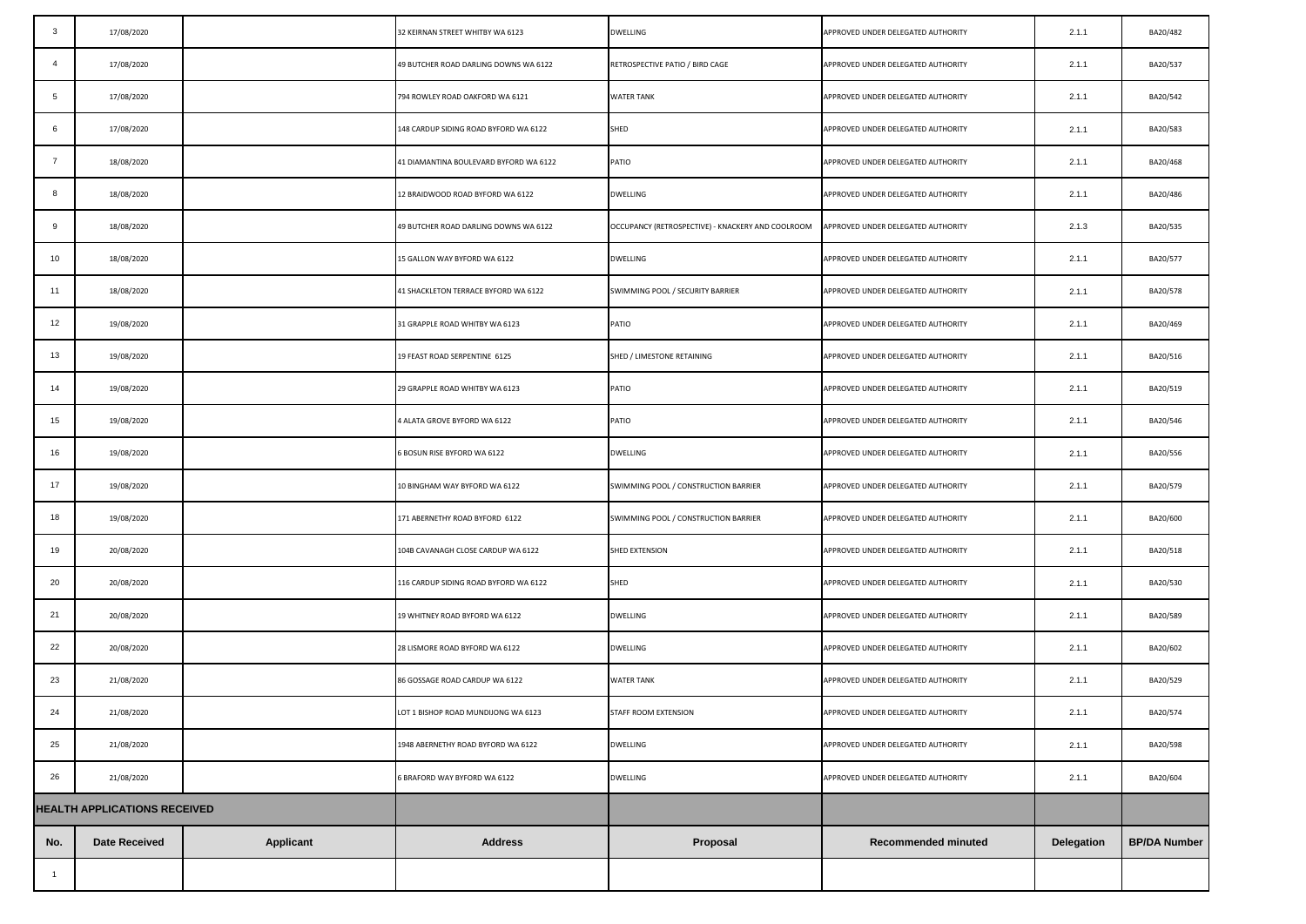| | | | | | | | |
|---|---|---|---|---|---|---|---|
| 3 | 17/08/2020 | | 32 KEIRNAN STREET WHITBY WA 6123 | DWELLING | APPROVED UNDER DELEGATED AUTHORITY | 2.1.1 | BA20/482 |
| 4 | 17/08/2020 | | 49 BUTCHER ROAD DARLING DOWNS WA 6122 | RETROSPECTIVE PATIO / BIRD CAGE | APPROVED UNDER DELEGATED AUTHORITY | 2.1.1 | BA20/537 |
| 5 | 17/08/2020 | | 794 ROWLEY ROAD OAKFORD WA 6121 | WATER TANK | APPROVED UNDER DELEGATED AUTHORITY | 2.1.1 | BA20/542 |
| 6 | 17/08/2020 | | 148 CARDUP SIDING ROAD BYFORD WA 6122 | SHED | APPROVED UNDER DELEGATED AUTHORITY | 2.1.1 | BA20/583 |
| 7 | 18/08/2020 | | 41 DIAMANTINA BOULEVARD BYFORD WA 6122 | PATIO | APPROVED UNDER DELEGATED AUTHORITY | 2.1.1 | BA20/468 |
| 8 | 18/08/2020 | | 12 BRAIDWOOD ROAD BYFORD WA 6122 | DWELLING | APPROVED UNDER DELEGATED AUTHORITY | 2.1.1 | BA20/486 |
| 9 | 18/08/2020 | | 49 BUTCHER ROAD DARLING DOWNS WA 6122 | OCCUPANCY (RETROSPECTIVE) - KNACKERY AND COOLROOM | APPROVED UNDER DELEGATED AUTHORITY | 2.1.3 | BA20/535 |
| 10 | 18/08/2020 | | 15 GALLON WAY BYFORD WA 6122 | DWELLING | APPROVED UNDER DELEGATED AUTHORITY | 2.1.1 | BA20/577 |
| 11 | 18/08/2020 | | 41 SHACKLETON TERRACE BYFORD WA 6122 | SWIMMING POOL / SECURITY BARRIER | APPROVED UNDER DELEGATED AUTHORITY | 2.1.1 | BA20/578 |
| 12 | 19/08/2020 | | 31 GRAPPLE ROAD WHITBY WA 6123 | PATIO | APPROVED UNDER DELEGATED AUTHORITY | 2.1.1 | BA20/469 |
| 13 | 19/08/2020 | | 19 FEAST ROAD SERPENTINE 6125 | SHED / LIMESTONE RETAINING | APPROVED UNDER DELEGATED AUTHORITY | 2.1.1 | BA20/516 |
| 14 | 19/08/2020 | | 29 GRAPPLE ROAD WHITBY WA 6123 | PATIO | APPROVED UNDER DELEGATED AUTHORITY | 2.1.1 | BA20/519 |
| 15 | 19/08/2020 | | 4 ALATA GROVE BYFORD WA 6122 | PATIO | APPROVED UNDER DELEGATED AUTHORITY | 2.1.1 | BA20/546 |
| 16 | 19/08/2020 | | 6 BOSUN RISE BYFORD WA 6122 | DWELLING | APPROVED UNDER DELEGATED AUTHORITY | 2.1.1 | BA20/556 |
| 17 | 19/08/2020 | | 10 BINGHAM WAY BYFORD WA 6122 | SWIMMING POOL / CONSTRUCTION BARRIER | APPROVED UNDER DELEGATED AUTHORITY | 2.1.1 | BA20/579 |
| 18 | 19/08/2020 | | 171 ABERNETHY ROAD BYFORD 6122 | SWIMMING POOL / CONSTRUCTION BARRIER | APPROVED UNDER DELEGATED AUTHORITY | 2.1.1 | BA20/600 |
| 19 | 20/08/2020 | | 104B CAVANAGH CLOSE CARDUP WA 6122 | SHED EXTENSION | APPROVED UNDER DELEGATED AUTHORITY | 2.1.1 | BA20/518 |
| 20 | 20/08/2020 | | 116 CARDUP SIDING ROAD BYFORD WA 6122 | SHED | APPROVED UNDER DELEGATED AUTHORITY | 2.1.1 | BA20/530 |
| 21 | 20/08/2020 | | 19 WHITNEY ROAD BYFORD WA 6122 | DWELLING | APPROVED UNDER DELEGATED AUTHORITY | 2.1.1 | BA20/589 |
| 22 | 20/08/2020 | | 28 LISMORE ROAD BYFORD WA 6122 | DWELLING | APPROVED UNDER DELEGATED AUTHORITY | 2.1.1 | BA20/602 |
| 23 | 21/08/2020 | | 86 GOSSAGE ROAD CARDUP WA 6122 | WATER TANK | APPROVED UNDER DELEGATED AUTHORITY | 2.1.1 | BA20/529 |
| 24 | 21/08/2020 | | LOT 1 BISHOP ROAD MUNDIJONG WA 6123 | STAFF ROOM EXTENSION | APPROVED UNDER DELEGATED AUTHORITY | 2.1.1 | BA20/574 |
| 25 | 21/08/2020 | | 1948 ABERNETHY ROAD BYFORD WA 6122 | DWELLING | APPROVED UNDER DELEGATED AUTHORITY | 2.1.1 | BA20/598 |
| 26 | 21/08/2020 | | 6 BRAFORD WAY BYFORD WA 6122 | DWELLING | APPROVED UNDER DELEGATED AUTHORITY | 2.1.1 | BA20/604 |

**HEALTH APPLICATIONS RECEIVED**

| No. | Date Received | Applicant | Address | Proposal | Recommended minuted | Delegation | BP/DA Number |
|---|---|---|---|---|---|---|---|
| 1 | | | | | | | |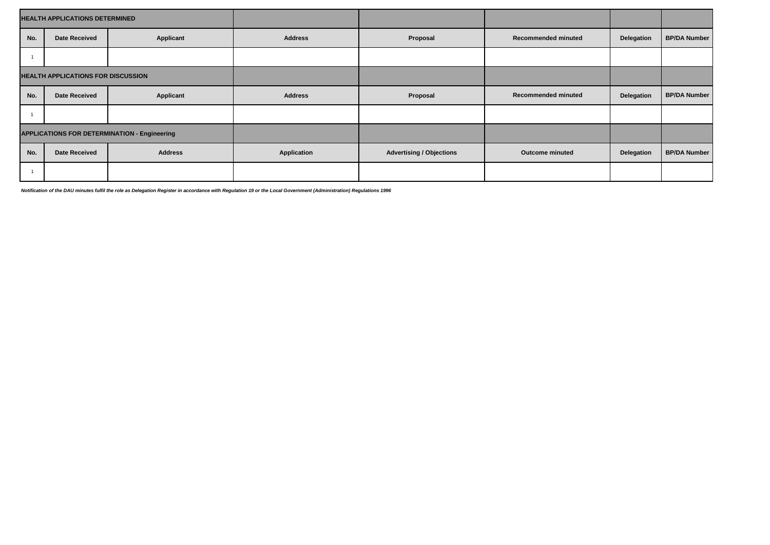| HEALTH APPLICATIONS DETERMINED | | | | | | | |
|---|---|---|---|---|---|---|---|
| **No.** | **Date Received** | **Applicant** | **Address** | **Proposal** | **Recommended minuted** | **Delegation** | **BP/DA Number** |
| 1 | | | | | | | |

| HEALTH APPLICATIONS FOR DISCUSSION | | | | | | | |
|---|---|---|---|---|---|---|---|
| **No.** | **Date Received** | **Applicant** | **Address** | **Proposal** | **Recommended minuted** | **Delegation** | **BP/DA Number** |
| 1 | | | | | | | |

| APPLICATIONS FOR DETERMINATION - Engineering | | | | | | | |
|---|---|---|---|---|---|---|---|
| **No.** | **Date Received** | **Address** | **Application** | **Advertising / Objections** | **Outcome minuted** | **Delegation** | **BP/DA Number** |
| 1 | | | | | | | |

***Notification of the DAU minutes fulfil the role as Delegation Register in accordance with Regulation 19 or the Local Government (Administration) Regulations 1996***